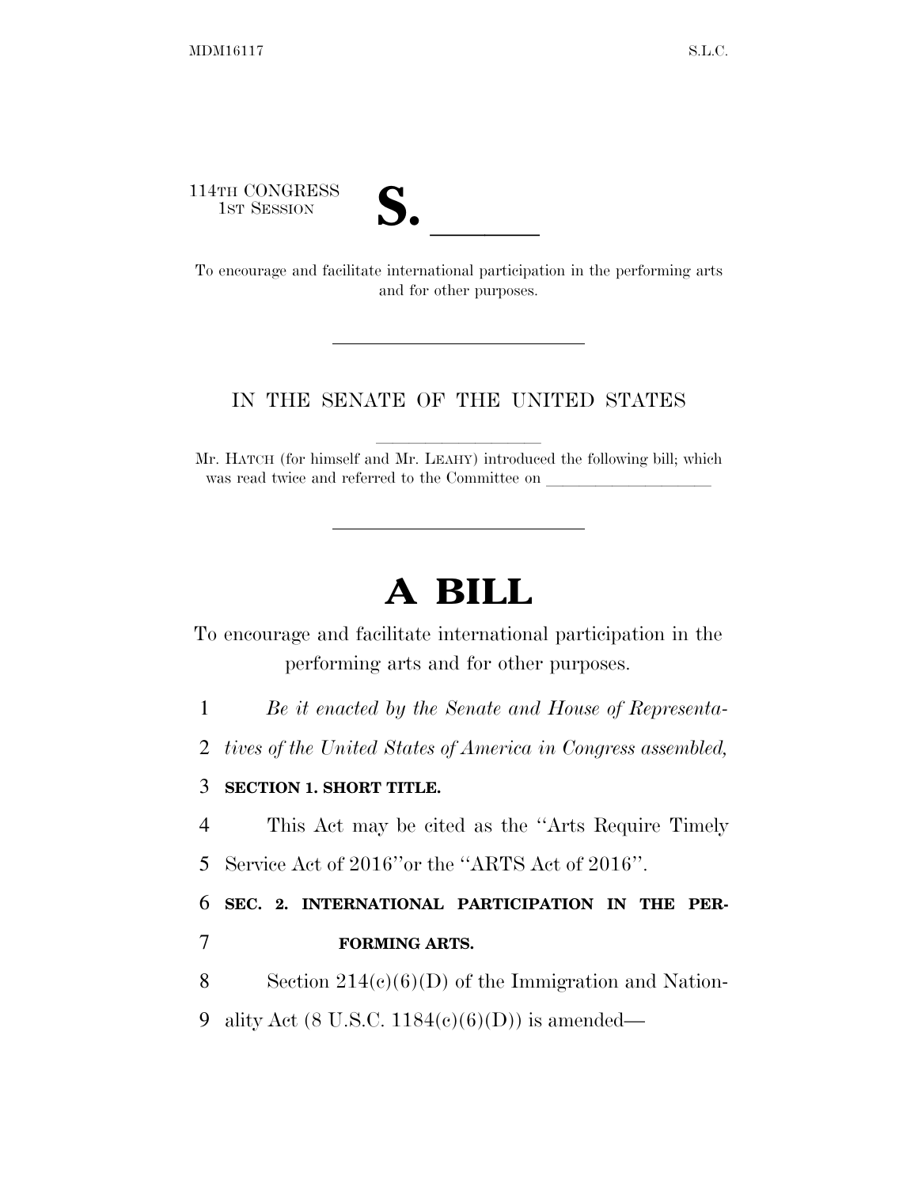114TH CONGRESS
1ST SESSION

# S. \_\_\_\_\_\_

To encourage and facilitate international participation in the performing arts and for other purposes.

---

IN THE SENATE OF THE UNITED STATES

Mr. HATCH (for himself and Mr. LEAHY) introduced the following bill; which was read twice and referred to the Committee on \_\_\_\_\_\_\_\_\_\_\_\_\_\_\_\_\_\_\_\_

---

# A BILL

To encourage and facilitate international participation in the performing arts and for other purposes.

1 *Be it enacted by the Senate and House of Representa-*
2 *tives of the United States of America in Congress assembled,*

3 **SECTION 1. SHORT TITLE.**

4 This Act may be cited as the ''Arts Require Timely
5 Service Act of 2016''or the ''ARTS Act of 2016''.

6 **SEC. 2. INTERNATIONAL PARTICIPATION IN THE PER-**
7 **FORMING ARTS.**

8 Section 214(c)(6)(D) of the Immigration and Nation-
9 ality Act (8 U.S.C. 1184(c)(6)(D)) is amended—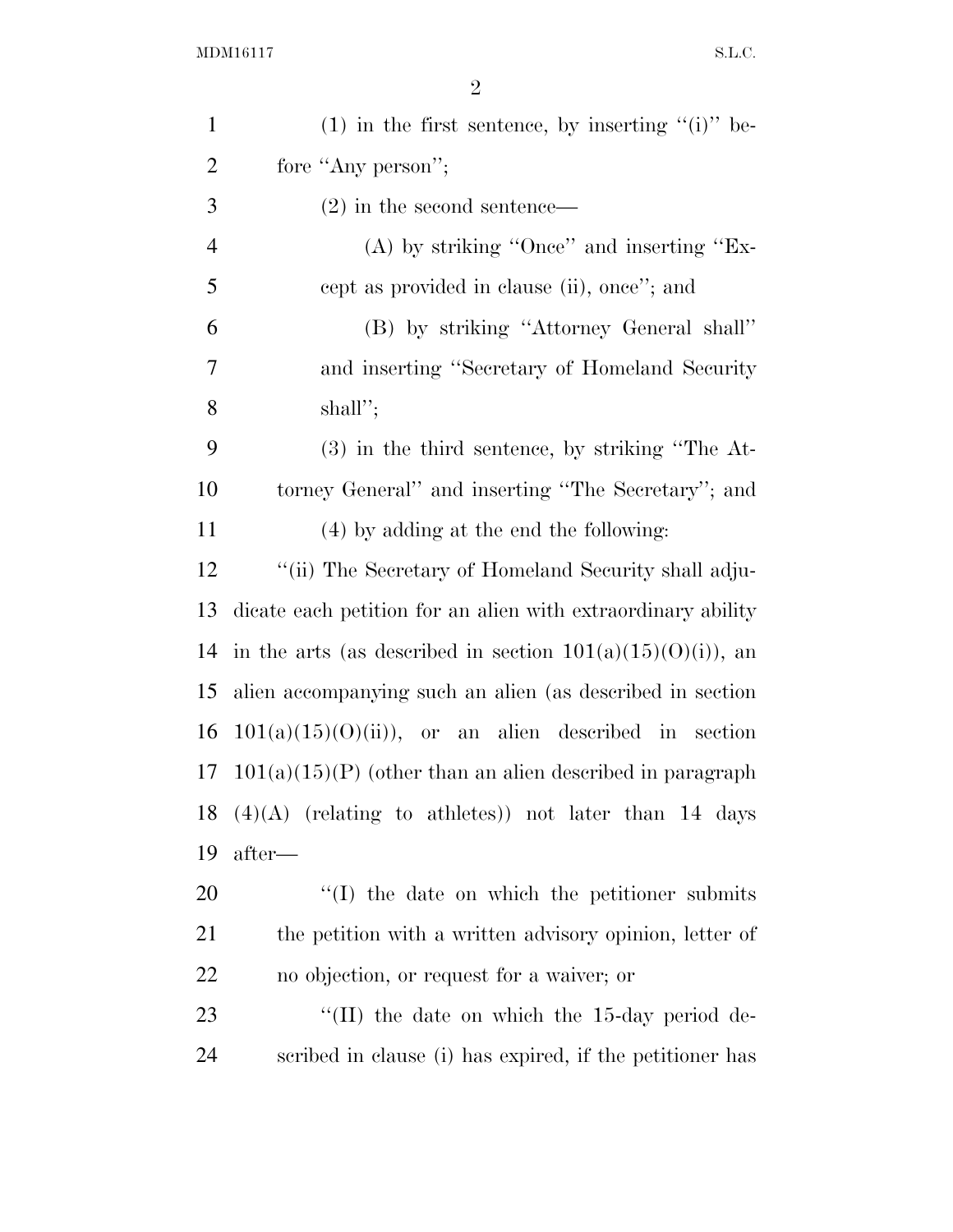(1) in the first sentence, by inserting "(i)" before "Any person";

(2) in the second sentence—

(A) by striking "Once" and inserting "Except as provided in clause (ii), once"; and

(B) by striking "Attorney General shall" and inserting "Secretary of Homeland Security shall";

(3) in the third sentence, by striking "The Attorney General" and inserting "The Secretary"; and

(4) by adding at the end the following:

"(ii) The Secretary of Homeland Security shall adjudicate each petition for an alien with extraordinary ability in the arts (as described in section 101(a)(15)(O)(i)), an alien accompanying such an alien (as described in section 101(a)(15)(O)(ii)), or an alien described in section 101(a)(15)(P) (other than an alien described in paragraph (4)(A) (relating to athletes)) not later than 14 days after—

"(I) the date on which the petitioner submits the petition with a written advisory opinion, letter of no objection, or request for a waiver; or

"(II) the date on which the 15-day period described in clause (i) has expired, if the petitioner has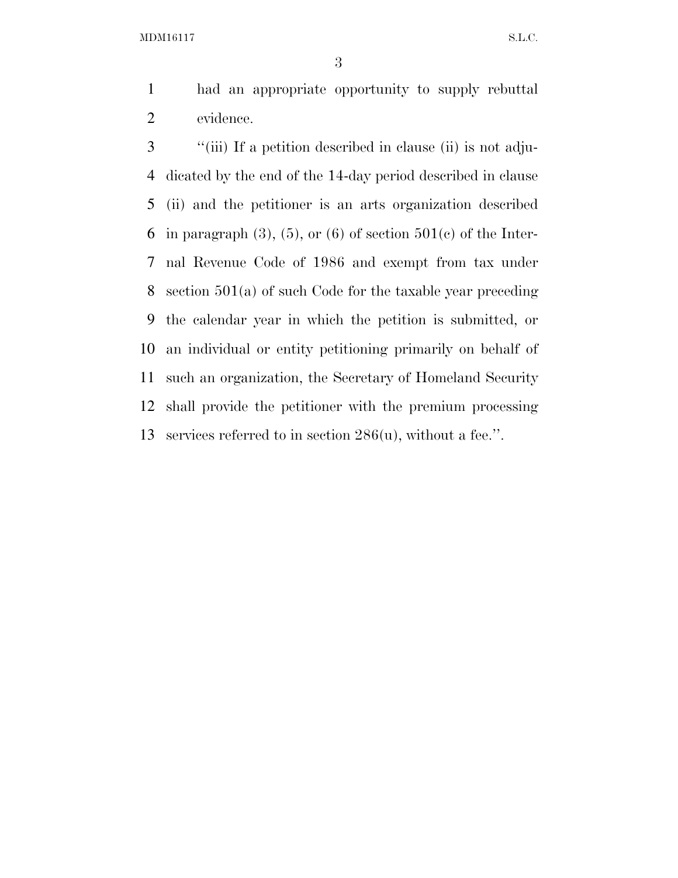had an appropriate opportunity to supply rebuttal evidence.

''(iii) If a petition described in clause (ii) is not adjudicated by the end of the 14-day period described in clause (ii) and the petitioner is an arts organization described in paragraph (3), (5), or (6) of section 501(c) of the Internal Revenue Code of 1986 and exempt from tax under section 501(a) of such Code for the taxable year preceding the calendar year in which the petition is submitted, or an individual or entity petitioning primarily on behalf of such an organization, the Secretary of Homeland Security shall provide the petitioner with the premium processing services referred to in section 286(u), without a fee.''.